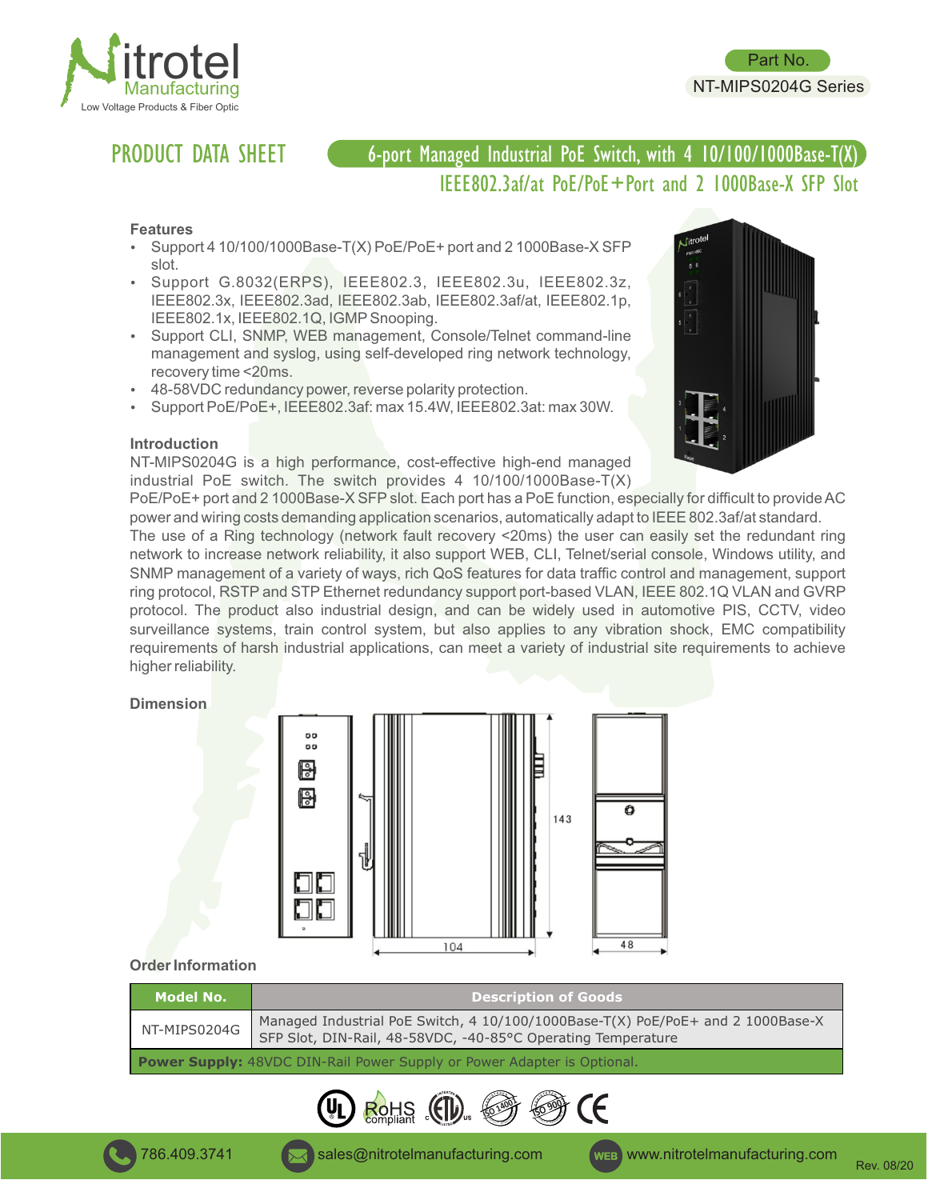Part No.
NT-MIPS0204G Series

# PRODUCT DATA SHEET

## 6-port Managed Industrial PoE Switch, with 4 10/100/1000Base-T(X) IEEE802.3af/at PoE/PoE+Port and 2 1000Base-X SFP Slot

### Features

- Support 4 10/100/1000Base-T(X) PoE/PoE+ port and 2 1000Base-X SFP slot.
- Support G.8032(ERPS), IEEE802.3, IEEE802.3u, IEEE802.3z, IEEE802.3x, IEEE802.3ad, IEEE802.3ab, IEEE802.3af/at, IEEE802.1p, IEEE802.1x, IEEE802.1Q, IGMP Snooping.
- Support CLI, SNMP, WEB management, Console/Telnet command-line management and syslog, using self-developed ring network technology, recovery time <20ms.
- 48-58VDC redundancy power, reverse polarity protection.
- Support PoE/PoE+, IEEE802.3af: max 15.4W, IEEE802.3at: max 30W.

### Introduction

NT-MIPS0204G is a high performance, cost-effective high-end managed industrial PoE switch. The switch provides 4 10/100/1000Base-T(X) PoE/PoE+ port and 2 1000Base-X SFP slot. Each port has a PoE function, especially for difficult to provide AC power and wiring costs demanding application scenarios, automatically adapt to IEEE 802.3af/at standard. The use of a Ring technology (network fault recovery <20ms) the user can easily set the redundant ring network to increase network reliability, it also support WEB, CLI, Telnet/serial console, Windows utility, and SNMP management of a variety of ways, rich QoS features for data traffic control and management, support ring protocol, RSTP and STP Ethernet redundancy support port-based VLAN, IEEE 802.1Q VLAN and GVRP protocol. The product also industrial design, and can be widely used in automotive PIS, CCTV, video surveillance systems, train control system, but also applies to any vibration shock, EMC compatibility requirements of harsh industrial applications, can meet a variety of industrial site requirements to achieve higher reliability.

### Dimension

143

104

48

### Order Information

| Model No. | Description of Goods |
|---|---|
| NT-MIPS0204G | Managed Industrial PoE Switch, 4 10/100/1000Base-T(X) PoE/PoE+ and 2 1000Base-X SFP Slot, DIN-Rail, 48-58VDC, -40-85°C Operating Temperature |
| **Power Supply:** 48VDC DIN-Rail Power Supply or Power Adapter is Optional. | |

786.409.3741 sales@nitrotelmanufacturing.com www.nitrotelmanufacturing.com

Rev. 08/20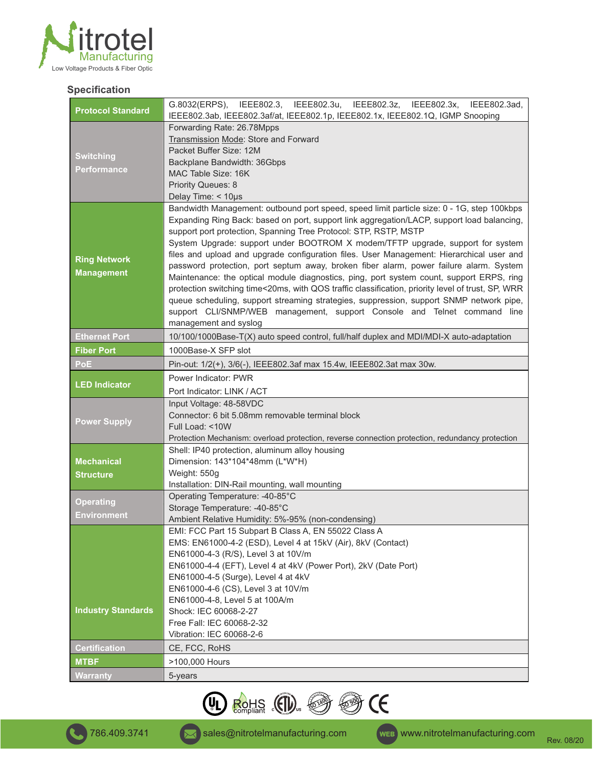Nitrotel Manufacturing
Low Voltage Products & Fiber Optic

### Specification

| | |
|---|---|
| **Protocol Standard** | G.8032(ERPS), IEEE802.3, IEEE802.3u, IEEE802.3z, IEEE802.3x, IEEE802.3ad, IEEE802.3ab, IEEE802.3af/at, IEEE802.1p, IEEE802.1x, IEEE802.1Q, IGMP Snooping |
| **Switching Performance** | Forwarding Rate: 26.78Mpps<br>Transmission Mode: Store and Forward<br>Packet Buffer Size: 12M<br>Backplane Bandwidth: 36Gbps<br>MAC Table Size: 16K<br>Priority Queues: 8<br>Delay Time: < 10μs |
| **Ring Network Management** | Bandwidth Management: outbound port speed, speed limit particle size: 0 - 1G, step 100kbps<br>Expanding Ring Back: based on port, support link aggregation/LACP, support load balancing, support port protection, Spanning Tree Protocol: STP, RSTP, MSTP<br>System Upgrade: support under BOOTROM X modem/TFTP upgrade, support for system files and upload and upgrade configuration files. User Management: Hierarchical user and password protection, port septum away, broken fiber alarm, power failure alarm. System Maintenance: the optical module diagnostics, ping, port system count, support ERPS, ring protection switching time<20ms, with QOS traffic classification, priority level of trust, SP, WRR queue scheduling, support streaming strategies, suppression, support SNMP network pipe, support CLI/SNMP/WEB management, support Console and Telnet command line management and syslog |
| **Ethernet Port** | 10/100/1000Base-T(X) auto speed control, full/half duplex and MDI/MDI-X auto-adaptation |
| **Fiber Port** | 1000Base-X SFP slot |
| **PoE** | Pin-out: 1/2(+), 3/6(-), IEEE802.3af max 15.4w, IEEE802.3at max 30w. |
| **LED Indicator** | Power Indicator: PWR<br>Port Indicator: LINK / ACT |
| **Power Supply** | Input Voltage: 48-58VDC<br>Connector: 6 bit 5.08mm removable terminal block<br>Full Load: <10W<br>Protection Mechanism: overload protection, reverse connection protection, redundancy protection |
| **Mechanical Structure** | Shell: IP40 protection, aluminum alloy housing<br>Dimension: 143*104*48mm (L*W*H)<br>Weight: 550g<br>Installation: DIN-Rail mounting, wall mounting |
| **Operating Environment** | Operating Temperature: -40-85°C<br>Storage Temperature: -40-85°C<br>Ambient Relative Humidity: 5%-95% (non-condensing) |
| **Industry Standards** | EMI: FCC Part 15 Subpart B Class A, EN 55022 Class A<br>EMS: EN61000-4-2 (ESD), Level 4 at 15kV (Air), 8kV (Contact)<br>EN61000-4-3 (R/S), Level 3 at 10V/m<br>EN61000-4-4 (EFT), Level 4 at 4kV (Power Port), 2kV (Date Port)<br>EN61000-4-5 (Surge), Level 4 at 4kV<br>EN61000-4-6 (CS), Level 3 at 10V/m<br>EN61000-4-8, Level 5 at 100A/m<br>Shock: IEC 60068-2-27<br>Free Fall: IEC 60068-2-32<br>Vibration: IEC 60068-2-6 |
| **Certification** | CE, FCC, RoHS |
| **MTBF** | >100,000 Hours |
| **Warranty** | 5-years |

UL RoHS compliant ETL ISO 14001 ISO 9001 CE

786.409.3741 sales@nitrotelmanufacturing.com WEB www.nitrotelmanufacturing.com Rev. 08/20